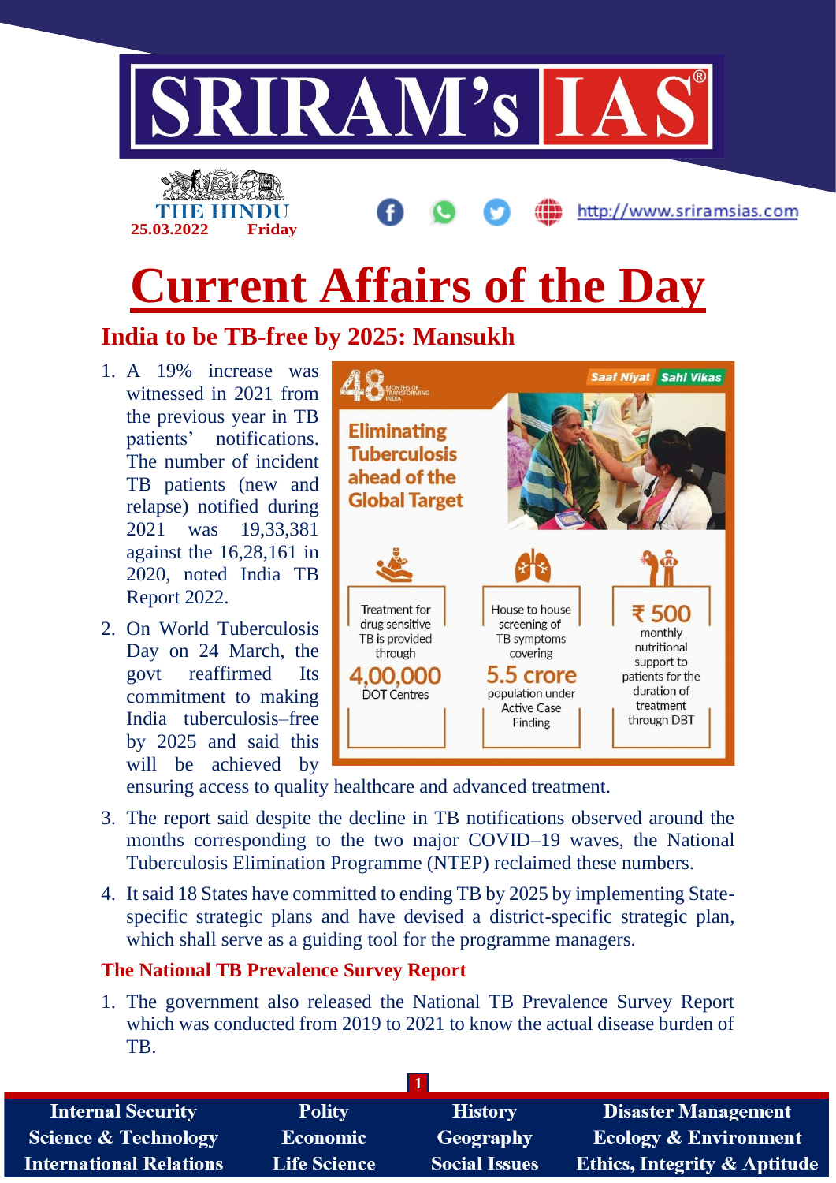# Current Affairs of the Day

## India to be TB-free by 2025: Mansukh

1. A 19% increase was witnessed in 2021 from the previous year in TB patients' notifications. The number of incident TB patients (new and relapse) notified during 2021 was 19,33,381 against the 16,28,161 in 2020, noted India TB Report 2022.
2. On World Tuberculosis Day on 24 March, the govt reaffirmed Its commitment to making India tuberculosis–free by 2025 and said this will be achieved by ensuring access to quality healthcare and advanced treatment.

**48 MONTHS OF TRANSFORMING INDIA** — Saaf Niyat Sahi Vikas

**Eliminating Tuberculosis ahead of the Global Target**

- Treatment for drug sensitive TB is provided through **4,00,000** DOT Centres
- House to house screening of TB symptoms covering **5.5 crore** population under Active Case Finding
- **₹ 500** monthly nutritional support to patients for the duration of treatment through DBT

3. The report said despite the decline in TB notifications observed around the months corresponding to the two major COVID–19 waves, the National Tuberculosis Elimination Programme (NTEP) reclaimed these numbers.
4. It said 18 States have committed to ending TB by 2025 by implementing State-specific strategic plans and have devised a district-specific strategic plan, which shall serve as a guiding tool for the programme managers.

### The National TB Prevalence Survey Report

1. The government also released the National TB Prevalence Survey Report which was conducted from 2019 to 2021 to know the actual disease burden of TB.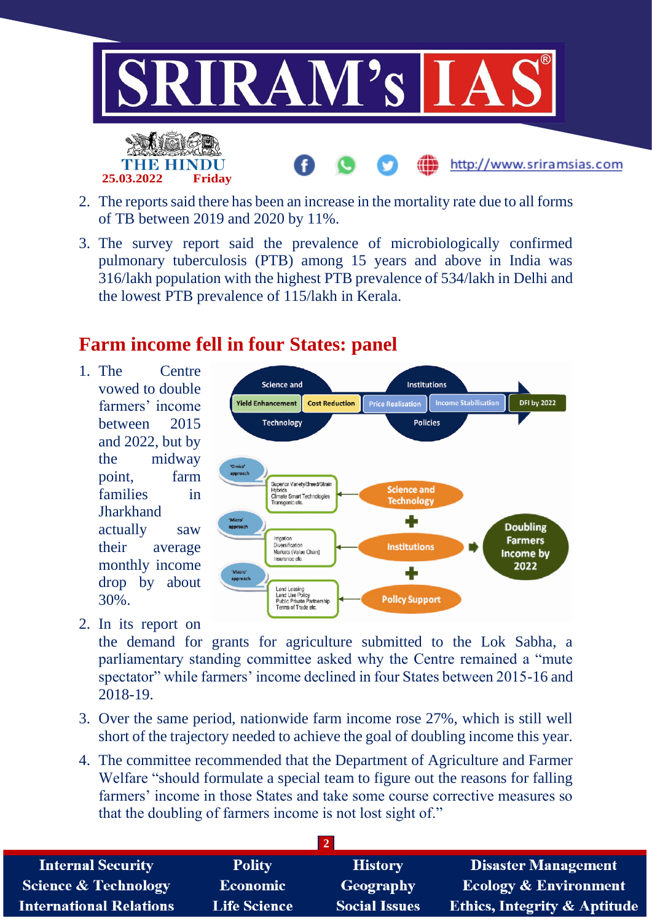2. The reports said there has been an increase in the mortality rate due to all forms of TB between 2019 and 2020 by 11%.
3. The survey report said the prevalence of microbiologically confirmed pulmonary tuberculosis (PTB) among 15 years and above in India was 316/lakh population with the highest PTB prevalence of 534/lakh in Delhi and the lowest PTB prevalence of 115/lakh in Kerala.

## Farm income fell in four States: panel

1. The Centre vowed to double farmers' income between 2015 and 2022, but by the midway point, farm families in Jharkhand actually saw their average monthly income drop by about 30%.
2. In its report on the demand for grants for agriculture submitted to the Lok Sabha, a parliamentary standing committee asked why the Centre remained a "mute spectator" while farmers' income declined in four States between 2015-16 and 2018-19.
3. Over the same period, nationwide farm income rose 27%, which is still well short of the trajectory needed to achieve the goal of doubling income this year.
4. The committee recommended that the Department of Agriculture and Farmer Welfare "should formulate a special team to figure out the reasons for falling farmers' income in those States and take some course corrective measures so that the doubling of farmers income is not lost sight of."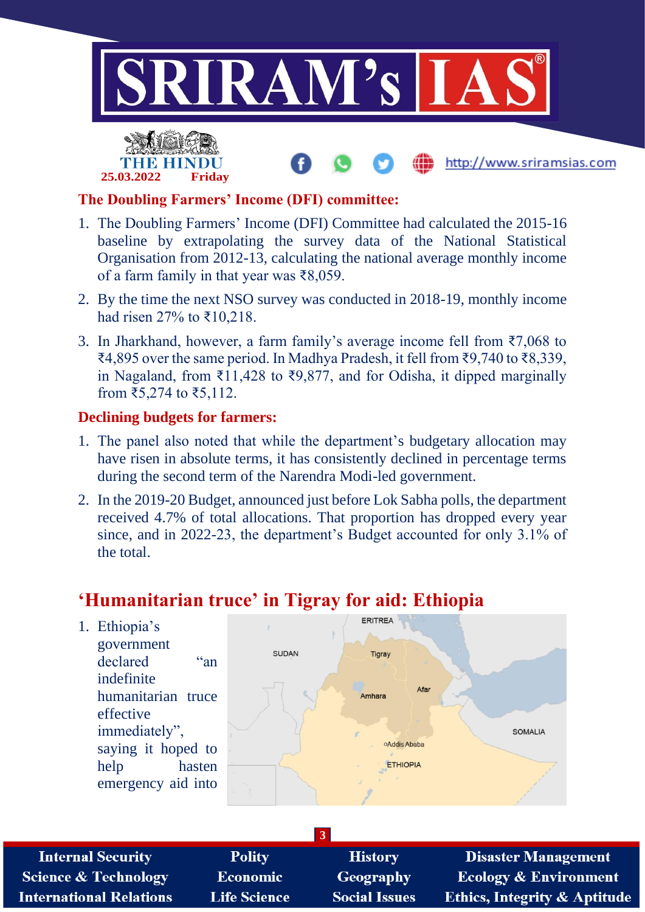## The Doubling Farmers' Income (DFI) committee:

1. The Doubling Farmers' Income (DFI) Committee had calculated the 2015-16 baseline by extrapolating the survey data of the National Statistical Organisation from 2012-13, calculating the national average monthly income of a farm family in that year was ₹8,059.
2. By the time the next NSO survey was conducted in 2018-19, monthly income had risen 27% to ₹10,218.
3. In Jharkhand, however, a farm family's average income fell from ₹7,068 to ₹4,895 over the same period. In Madhya Pradesh, it fell from ₹9,740 to ₹8,339, in Nagaland, from ₹11,428 to ₹9,877, and for Odisha, it dipped marginally from ₹5,274 to ₹5,112.

## Declining budgets for farmers:

1. The panel also noted that while the department's budgetary allocation may have risen in absolute terms, it has consistently declined in percentage terms during the second term of the Narendra Modi-led government.
2. In the 2019-20 Budget, announced just before Lok Sabha polls, the department received 4.7% of total allocations. That proportion has dropped every year since, and in 2022-23, the department's Budget accounted for only 3.1% of the total.

# 'Humanitarian truce' in Tigray for aid: Ethiopia

1. Ethiopia's government declared "an indefinite humanitarian truce effective immediately", saying it hoped to help hasten emergency aid into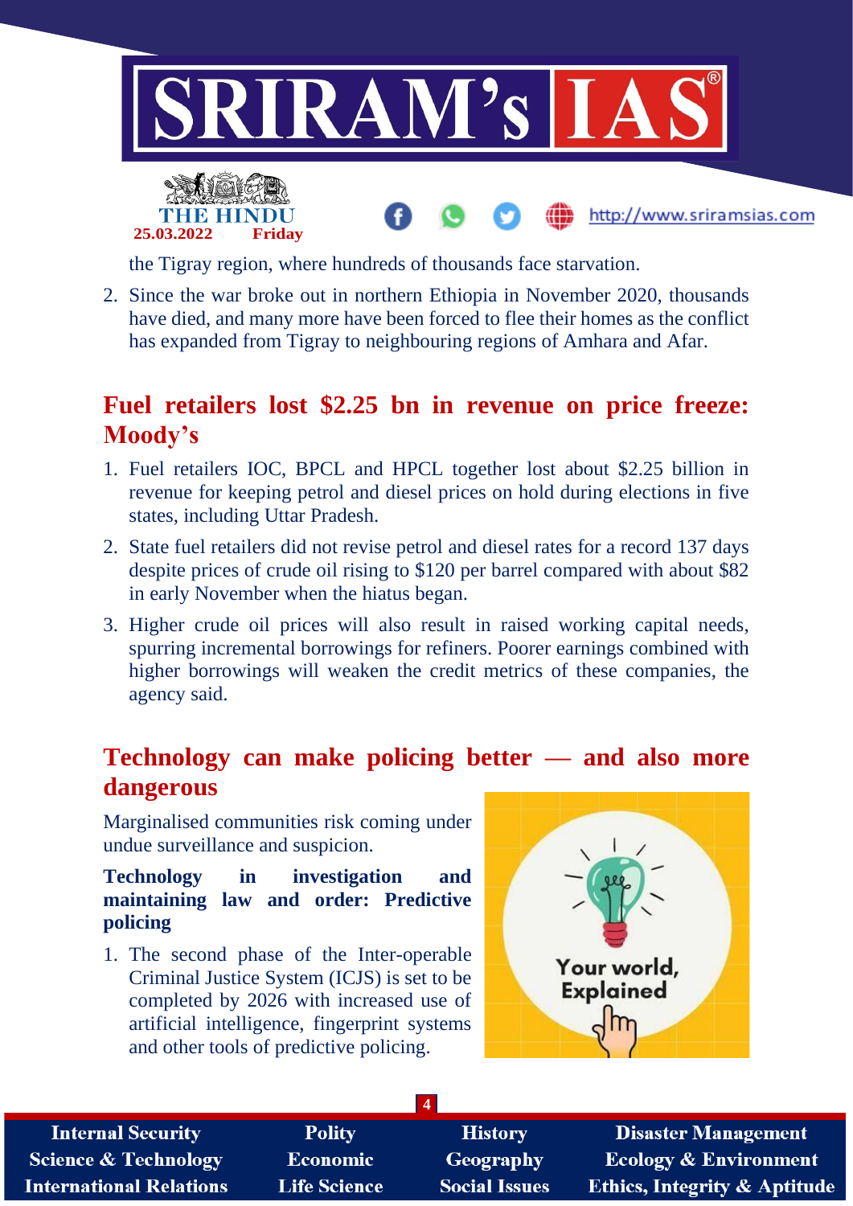the Tigray region, where hundreds of thousands face starvation.

2. Since the war broke out in northern Ethiopia in November 2020, thousands have died, and many more have been forced to flee their homes as the conflict has expanded from Tigray to neighbouring regions of Amhara and Afar.

## Fuel retailers lost $2.25 bn in revenue on price freeze: Moody's

1. Fuel retailers IOC, BPCL and HPCL together lost about $2.25 billion in revenue for keeping petrol and diesel prices on hold during elections in five states, including Uttar Pradesh.
2. State fuel retailers did not revise petrol and diesel rates for a record 137 days despite prices of crude oil rising to $120 per barrel compared with about $82 in early November when the hiatus began.
3. Higher crude oil prices will also result in raised working capital needs, spurring incremental borrowings for refiners. Poorer earnings combined with higher borrowings will weaken the credit metrics of these companies, the agency said.

## Technology can make policing better — and also more dangerous

Marginalised communities risk coming under undue surveillance and suspicion.

**Technology in investigation and maintaining law and order: Predictive policing**

1. The second phase of the Inter-operable Criminal Justice System (ICJS) is set to be completed by 2026 with increased use of artificial intelligence, fingerprint systems and other tools of predictive policing.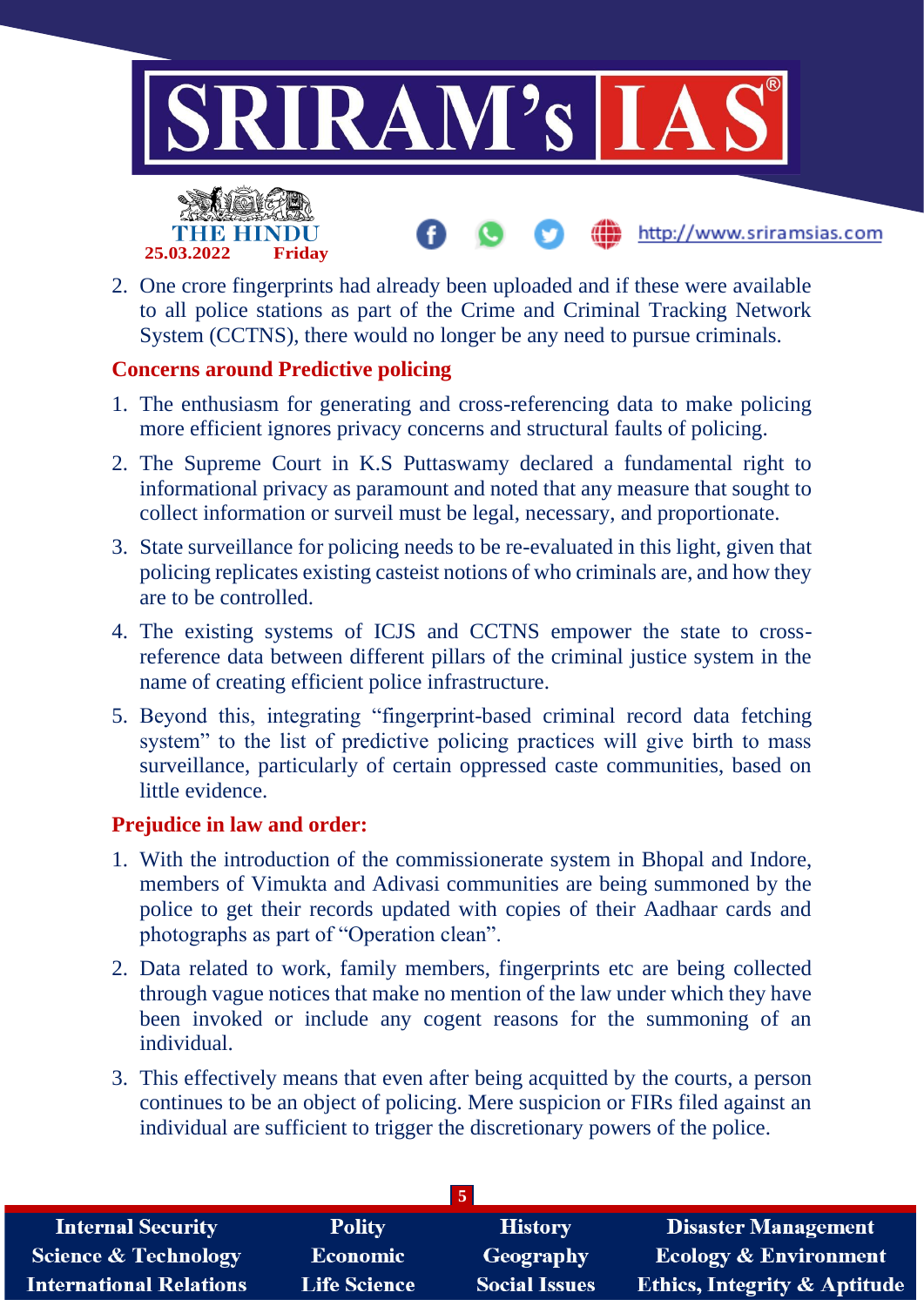2. One crore fingerprints had already been uploaded and if these were available to all police stations as part of the Crime and Criminal Tracking Network System (CCTNS), there would no longer be any need to pursue criminals.

## Concerns around Predictive policing

1. The enthusiasm for generating and cross-referencing data to make policing more efficient ignores privacy concerns and structural faults of policing.
2. The Supreme Court in K.S Puttaswamy declared a fundamental right to informational privacy as paramount and noted that any measure that sought to collect information or surveil must be legal, necessary, and proportionate.
3. State surveillance for policing needs to be re-evaluated in this light, given that policing replicates existing casteist notions of who criminals are, and how they are to be controlled.
4. The existing systems of ICJS and CCTNS empower the state to cross-reference data between different pillars of the criminal justice system in the name of creating efficient police infrastructure.
5. Beyond this, integrating "fingerprint-based criminal record data fetching system" to the list of predictive policing practices will give birth to mass surveillance, particularly of certain oppressed caste communities, based on little evidence.

## Prejudice in law and order:

1. With the introduction of the commissionerate system in Bhopal and Indore, members of Vimukta and Adivasi communities are being summoned by the police to get their records updated with copies of their Aadhaar cards and photographs as part of "Operation clean".
2. Data related to work, family members, fingerprints etc are being collected through vague notices that make no mention of the law under which they have been invoked or include any cogent reasons for the summoning of an individual.
3. This effectively means that even after being acquitted by the courts, a person continues to be an object of policing. Mere suspicion or FIRs filed against an individual are sufficient to trigger the discretionary powers of the police.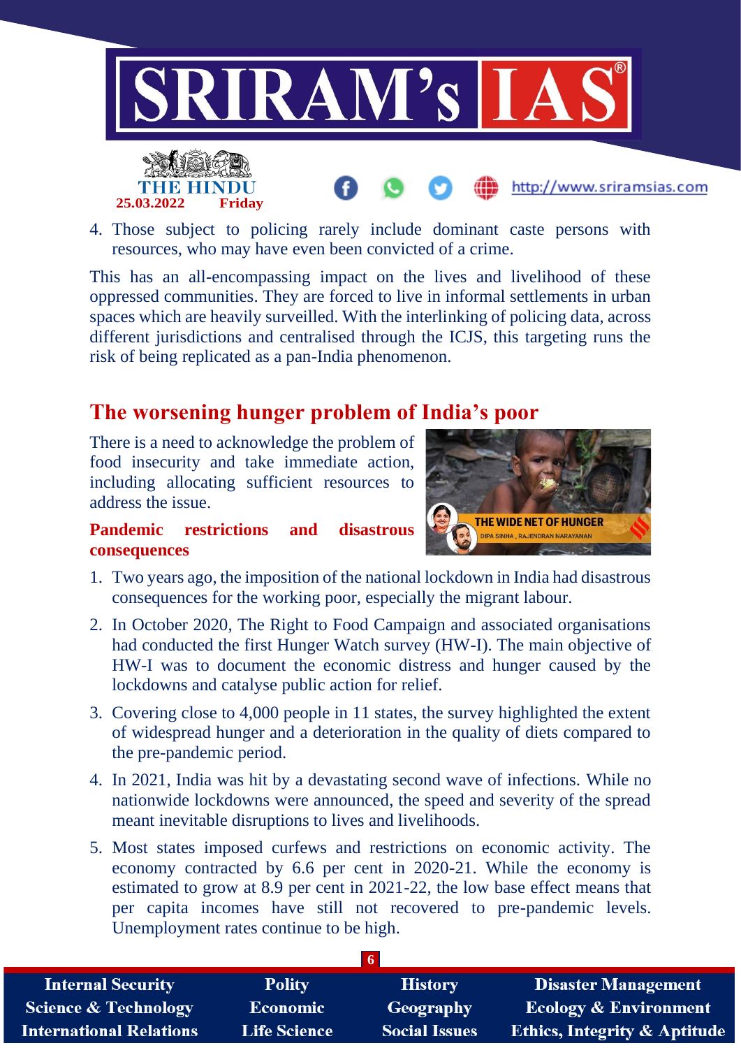4. Those subject to policing rarely include dominant caste persons with resources, who may have even been convicted of a crime.

This has an all-encompassing impact on the lives and livelihood of these oppressed communities. They are forced to live in informal settlements in urban spaces which are heavily surveilled. With the interlinking of policing data, across different jurisdictions and centralised through the ICJS, this targeting runs the risk of being replicated as a pan-India phenomenon.

## The worsening hunger problem of India's poor

There is a need to acknowledge the problem of food insecurity and take immediate action, including allocating sufficient resources to address the issue.

### Pandemic restrictions and disastrous consequences

1. Two years ago, the imposition of the national lockdown in India had disastrous consequences for the working poor, especially the migrant labour.
2. In October 2020, The Right to Food Campaign and associated organisations had conducted the first Hunger Watch survey (HW-I). The main objective of HW-I was to document the economic distress and hunger caused by the lockdowns and catalyse public action for relief.
3. Covering close to 4,000 people in 11 states, the survey highlighted the extent of widespread hunger and a deterioration in the quality of diets compared to the pre-pandemic period.
4. In 2021, India was hit by a devastating second wave of infections. While no nationwide lockdowns were announced, the speed and severity of the spread meant inevitable disruptions to lives and livelihoods.
5. Most states imposed curfews and restrictions on economic activity. The economy contracted by 6.6 per cent in 2020-21. While the economy is estimated to grow at 8.9 per cent in 2021-22, the low base effect means that per capita incomes have still not recovered to pre-pandemic levels. Unemployment rates continue to be high.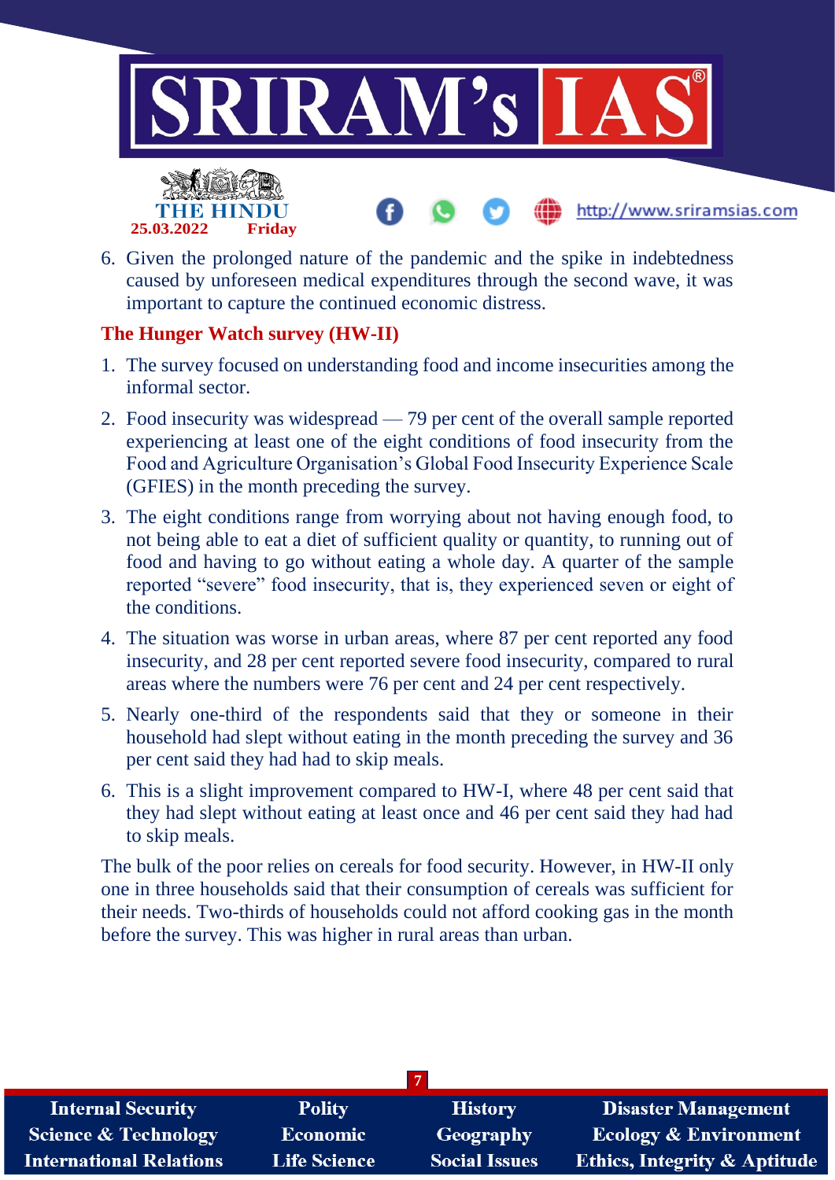6. Given the prolonged nature of the pandemic and the spike in indebtedness caused by unforeseen medical expenditures through the second wave, it was important to capture the continued economic distress.

**The Hunger Watch survey (HW-II)**

1. The survey focused on understanding food and income insecurities among the informal sector.
2. Food insecurity was widespread — 79 per cent of the overall sample reported experiencing at least one of the eight conditions of food insecurity from the Food and Agriculture Organisation's Global Food Insecurity Experience Scale (GFIES) in the month preceding the survey.
3. The eight conditions range from worrying about not having enough food, to not being able to eat a diet of sufficient quality or quantity, to running out of food and having to go without eating a whole day. A quarter of the sample reported "severe" food insecurity, that is, they experienced seven or eight of the conditions.
4. The situation was worse in urban areas, where 87 per cent reported any food insecurity, and 28 per cent reported severe food insecurity, compared to rural areas where the numbers were 76 per cent and 24 per cent respectively.
5. Nearly one-third of the respondents said that they or someone in their household had slept without eating in the month preceding the survey and 36 per cent said they had had to skip meals.
6. This is a slight improvement compared to HW-I, where 48 per cent said that they had slept without eating at least once and 46 per cent said they had had to skip meals.

The bulk of the poor relies on cereals for food security. However, in HW-II only one in three households said that their consumption of cereals was sufficient for their needs. Two-thirds of households could not afford cooking gas in the month before the survey. This was higher in rural areas than urban.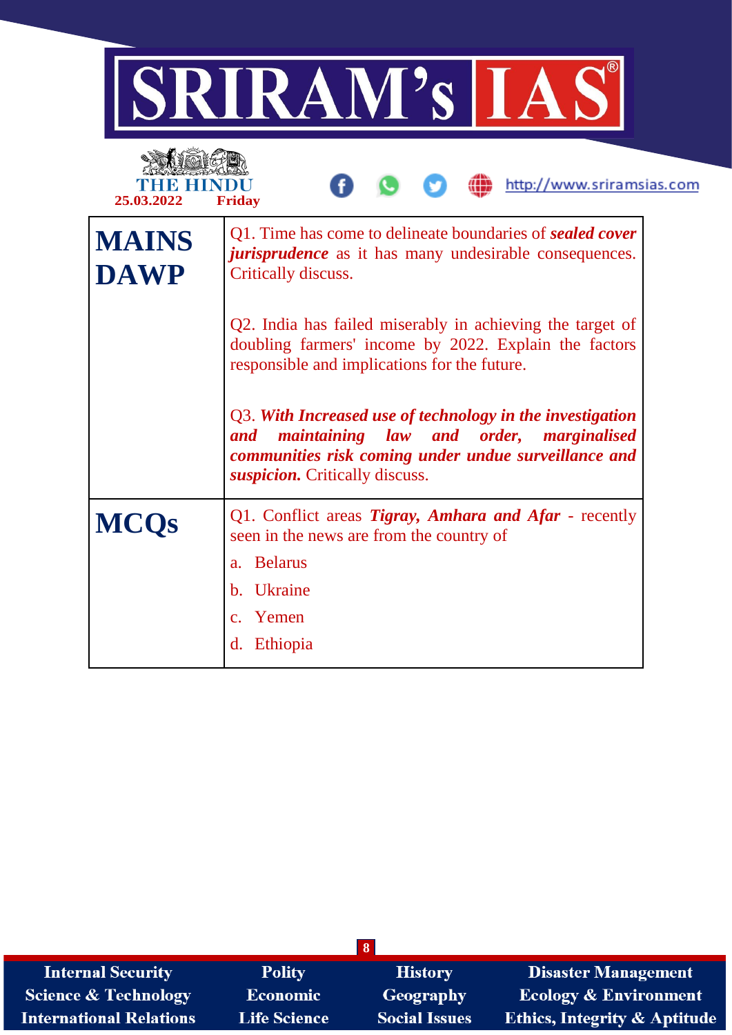| | |
|---|---|
| **MAINS DAWP** | Q1. Time has come to delineate boundaries of ***sealed cover jurisprudence*** as it has many undesirable consequences. Critically discuss.<br><br>Q2. India has failed miserably in achieving the target of doubling farmers' income by 2022. Explain the factors responsible and implications for the future.<br><br>Q3. ***With Increased use of technology in the investigation and maintaining law and order, marginalised communities risk coming under undue surveillance and suspicion.*** Critically discuss. |
| **MCQs** | Q1. Conflict areas ***Tigray, Amhara and Afar*** - recently seen in the news are from the country of<br>a. Belarus<br>b. Ukraine<br>c. Yemen<br>d. Ethiopia |